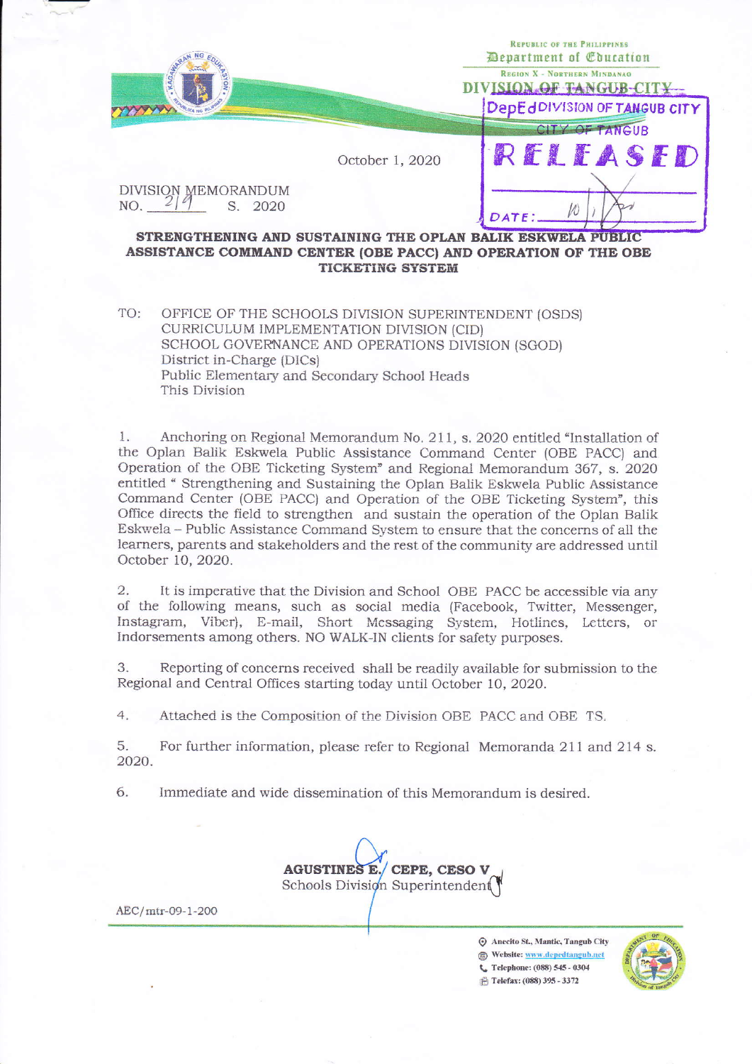Republic of the Philippines
Department of Education
Region X - Northern Mindanao
DIVISION OF TANGUB CITY

DepEd DIVISION OF TANGUB CITY
CITY OF TANGUB
RELEASED
DATE: 10/1/20

October 1, 2020

DIVISION MEMORANDUM
NO. 219 S. 2020

**STRENGTHENING AND SUSTAINING THE OPLAN BALIK ESKWELA PUBLIC ASSISTANCE COMMAND CENTER (OBE PACC) AND OPERATION OF THE OBE TICKETING SYSTEM**

TO: OFFICE OF THE SCHOOLS DIVISION SUPERINTENDENT (OSDS)
CURRICULUM IMPLEMENTATION DIVISION (CID)
SCHOOL GOVERNANCE AND OPERATIONS DIVISION (SGOD)
District in-Charge (DICs)
Public Elementary and Secondary School Heads
This Division

1. Anchoring on Regional Memorandum No. 211, s. 2020 entitled "Installation of the Oplan Balik Eskwela Public Assistance Command Center (OBE PACC) and Operation of the OBE Ticketing System" and Regional Memorandum 367, s. 2020 entitled " Strengthening and Sustaining the Oplan Balik Eskwela Public Assistance Command Center (OBE PACC) and Operation of the OBE Ticketing System", this Office directs the field to strengthen and sustain the operation of the Oplan Balik Eskwela – Public Assistance Command System to ensure that the concerns of all the learners, parents and stakeholders and the rest of the community are addressed until October 10, 2020.

2. It is imperative that the Division and School OBE PACC be accessible via any of the following means, such as social media (Facebook, Twitter, Messenger, Instagram, Viber), E-mail, Short Messaging System, Hotlines, Letters, or Indorsements among others. NO WALK-IN clients for safety purposes.

3. Reporting of concerns received shall be readily available for submission to the Regional and Central Offices starting today until October 10, 2020.

4. Attached is the Composition of the Division OBE PACC and OBE TS.

5. For further information, please refer to Regional Memoranda 211 and 214 s. 2020.

6. Immediate and wide dissemination of this Memorandum is desired.

**AGUSTINES E. CEPE, CESO V**
Schools Division Superintendent

AEC/mtr-09-1-200

Anecito St., Mantic, Tangub City
Website: www.depedtangub.net
Telephone: (088) 545 - 0304
Telefax: (088) 395 - 3372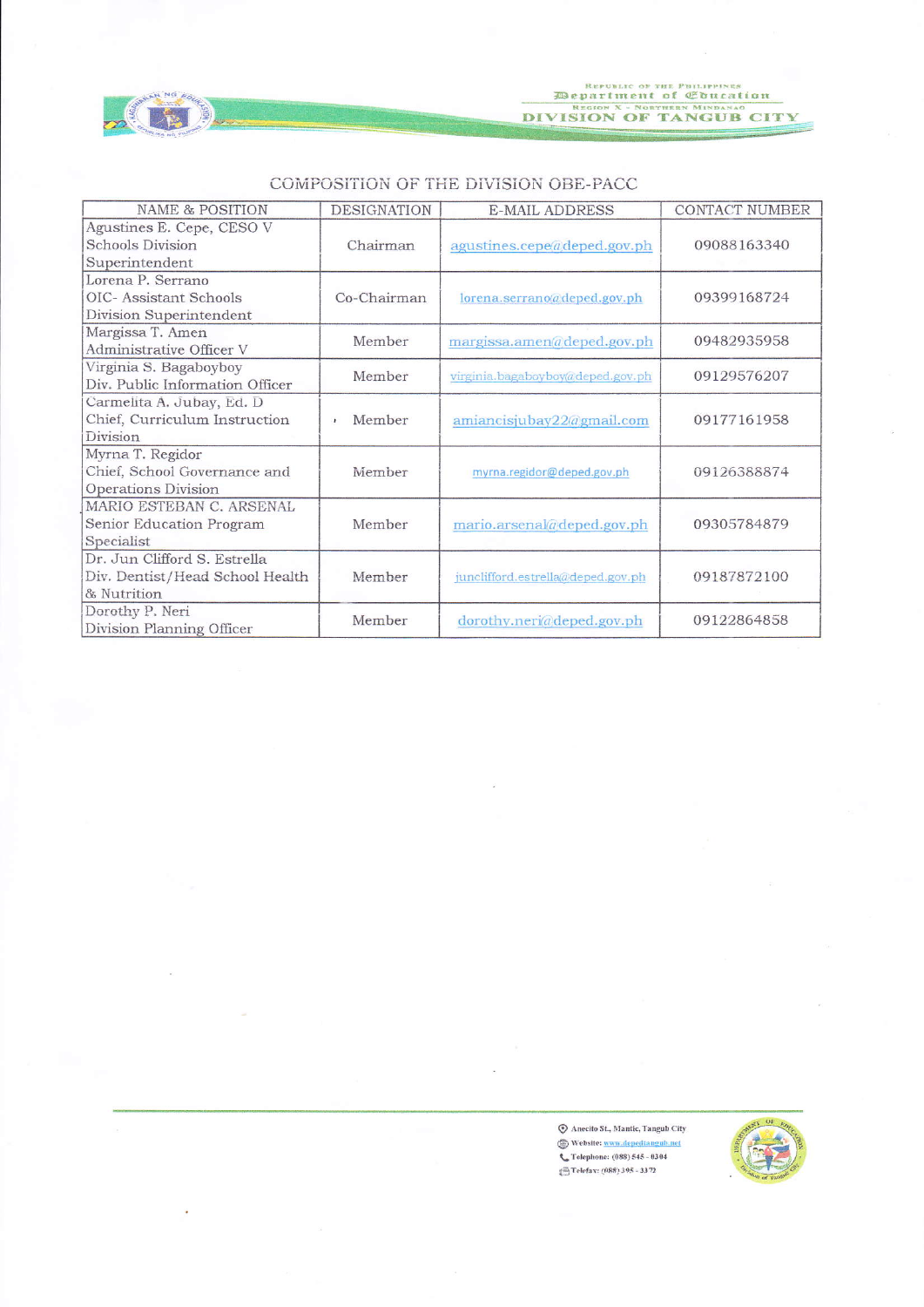## COMPOSITION OF THE DIVISION OBE-PACC

| NAME & POSITION | DESIGNATION | E-MAIL ADDRESS | CONTACT NUMBER |
|---|---|---|---|
| Agustines E. Cepe, CESO V Schools Division Superintendent | Chairman | agustines.cepe@deped.gov.ph | 09088163340 |
| Lorena P. Serrano OIC- Assistant Schools Division Superintendent | Co-Chairman | lorena.serrano@deped.gov.ph | 09399168724 |
| Margissa T. Amen Administrative Officer V | Member | margissa.amen@deped.gov.ph | 09482935958 |
| Virginia S. Bagaboyboy Div. Public Information Officer | Member | virginia.bagaboyboy@deped.gov.ph | 09129576207 |
| Carmelita A. Jubay, Ed. D Chief, Curriculum Instruction Division | Member | amiancisjubay22@gmail.com | 09177161958 |
| Myrna T. Regidor Chief, School Governance and Operations Division | Member | myrna.regidor@deped.gov.ph | 09126388874 |
| MARIO ESTEBAN C. ARSENAL Senior Education Program Specialist | Member | mario.arsenal@deped.gov.ph | 09305784879 |
| Dr. Jun Clifford S. Estrella Div. Dentist/Head School Health & Nutrition | Member | junclifford.estrella@deped.gov.ph | 09187872100 |
| Dorothy P. Neri Division Planning Officer | Member | dorothy.neri@deped.gov.ph | 09122864858 |